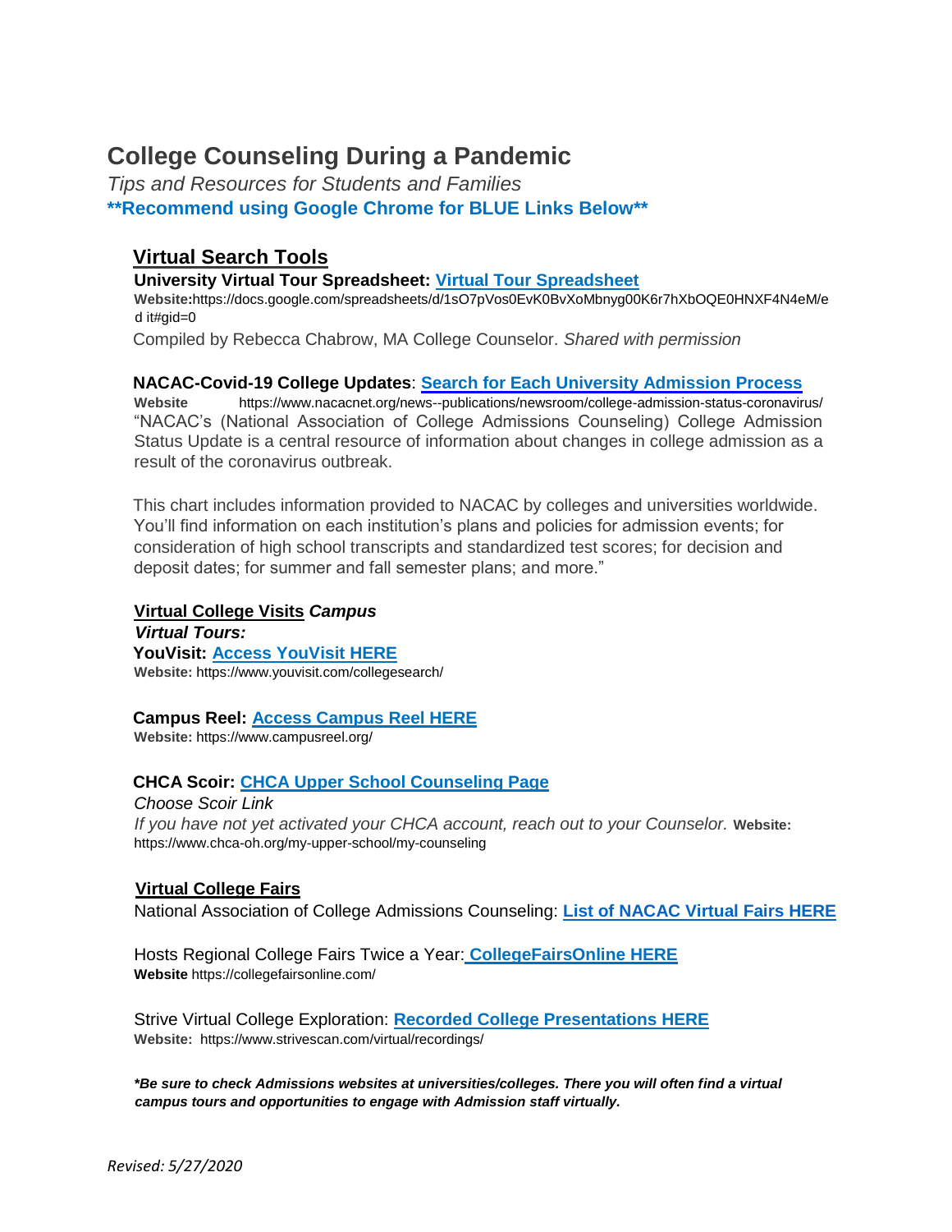# College Counseling During a Pandemic

*Tips and Resources for Students and Families*

**\*\*Recommend using Google Chrome for BLUE Links Below\*\***

## Virtual Search Tools

**University Virtual Tour Spreadsheet: Virtual Tour Spreadsheet**

**Website:**https://docs.google.com/spreadsheets/d/1sO7pVos0EvK0BvXoMbnyg00K6r7hXbOQE0HNXF4N4eM/e d it#gid=0

Compiled by Rebecca Chabrow, MA College Counselor. *Shared with permission*

**NACAC-Covid-19 College Updates**: **Search for Each University Admission Process**

**Website** https://www.nacacnet.org/news--publications/newsroom/college-admission-status-coronavirus/

"NACAC's (National Association of College Admissions Counseling) College Admission Status Update is a central resource of information about changes in college admission as a result of the coronavirus outbreak.

This chart includes information provided to NACAC by colleges and universities worldwide. You'll find information on each institution's plans and policies for admission events; for consideration of high school transcripts and standardized test scores; for decision and deposit dates; for summer and fall semester plans; and more."

**Virtual College Visits** ***Campus Virtual Tours:***

**YouVisit: Access YouVisit HERE**

**Website:** https://www.youvisit.com/collegesearch/

**Campus Reel: Access Campus Reel HERE**

**Website:** https://www.campusreel.org/

**CHCA Scoir: CHCA Upper School Counseling Page**

*Choose Scoir Link*

*If you have not yet activated your CHCA account, reach out to your Counselor.* **Website:** https://www.chca-oh.org/my-upper-school/my-counseling

**Virtual College Fairs**

National Association of College Admissions Counseling: **List of NACAC Virtual Fairs HERE**

Hosts Regional College Fairs Twice a Year: **CollegeFairsOnline HERE**

**Website** https://collegefairsonline.com/

Strive Virtual College Exploration: **Recorded College Presentations HERE**

**Website:** https://www.strivescan.com/virtual/recordings/

***\*Be sure to check Admissions websites at universities/colleges. There you will often find a virtual campus tours and opportunities to engage with Admission staff virtually.***

*Revised: 5/27/2020*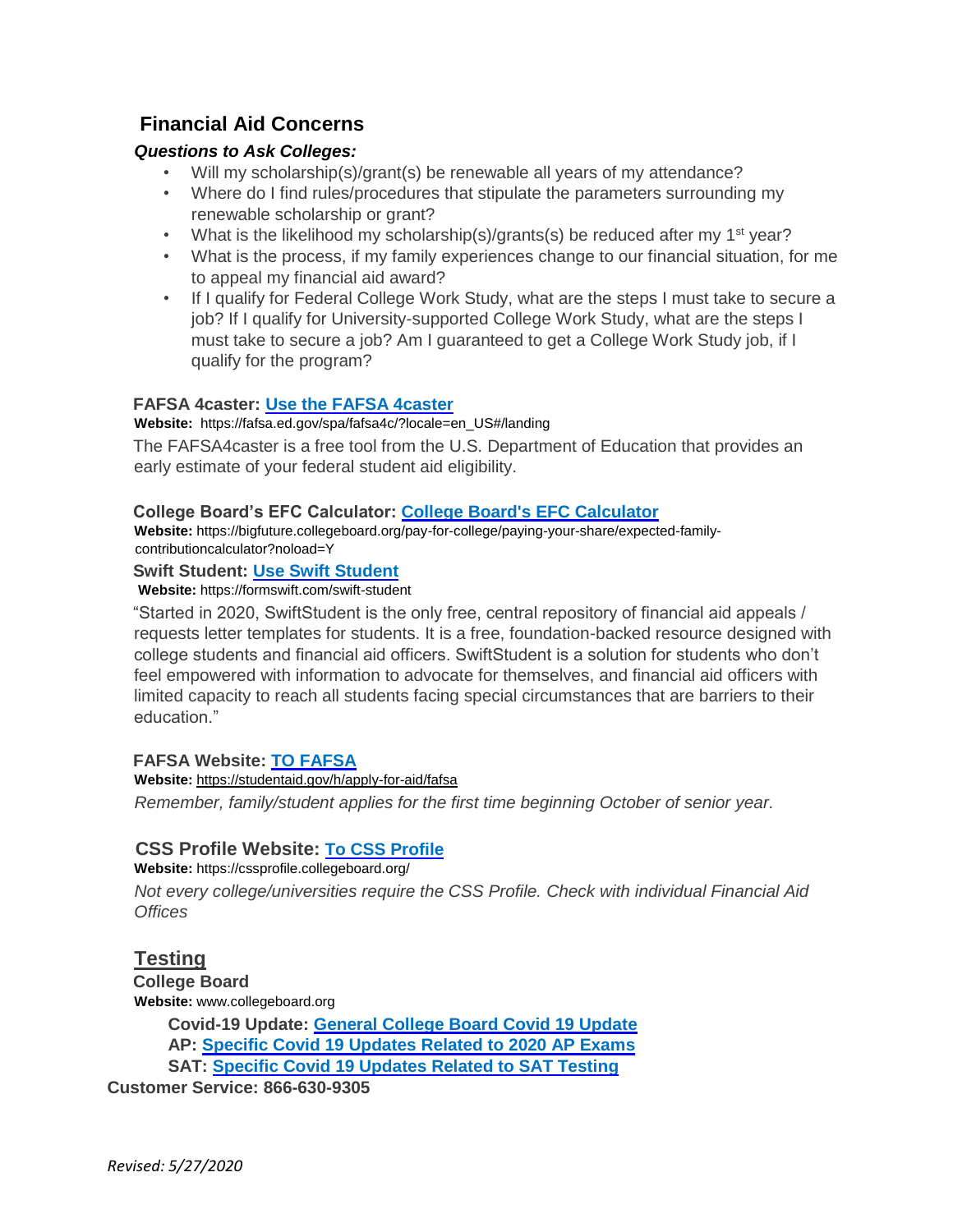## Financial Aid Concerns

***Questions to Ask Colleges:***

- Will my scholarship(s)/grant(s) be renewable all years of my attendance?
- Where do I find rules/procedures that stipulate the parameters surrounding my renewable scholarship or grant?
- What is the likelihood my scholarship(s)/grants(s) be reduced after my 1st year?
- What is the process, if my family experiences change to our financial situation, for me to appeal my financial aid award?
- If I qualify for Federal College Work Study, what are the steps I must take to secure a job? If I qualify for University-supported College Work Study, what are the steps I must take to secure a job? Am I guaranteed to get a College Work Study job, if I qualify for the program?

**FAFSA 4caster: Use the FAFSA 4caster**

**Website:** https://fafsa.ed.gov/spa/fafsa4c/?locale=en_US#/landing

The FAFSA4caster is a free tool from the U.S. Department of Education that provides an early estimate of your federal student aid eligibility.

**College Board's EFC Calculator: College Board's EFC Calculator**

**Website:** https://bigfuture.collegeboard.org/pay-for-college/paying-your-share/expected-family-contributioncalculator?noload=Y

**Swift Student: Use Swift Student**

**Website:** https://formswift.com/swift-student

"Started in 2020, SwiftStudent is the only free, central repository of financial aid appeals / requests letter templates for students. It is a free, foundation-backed resource designed with college students and financial aid officers. SwiftStudent is a solution for students who don't feel empowered with information to advocate for themselves, and financial aid officers with limited capacity to reach all students facing special circumstances that are barriers to their education."

**FAFSA Website: TO FAFSA**

**Website:** https://studentaid.gov/h/apply-for-aid/fafsa

*Remember, family/student applies for the first time beginning October of senior year.*

**CSS Profile Website: To CSS Profile**

**Website:** https://cssprofile.collegeboard.org/

*Not every college/universities require the CSS Profile. Check with individual Financial Aid Offices*

## Testing

**College Board**

**Website:** www.collegeboard.org

**Covid-19 Update: General College Board Covid 19 Update**

**AP: Specific Covid 19 Updates Related to 2020 AP Exams**

**SAT: Specific Covid 19 Updates Related to SAT Testing**

**Customer Service: 866-630-9305**

*Revised: 5/27/2020*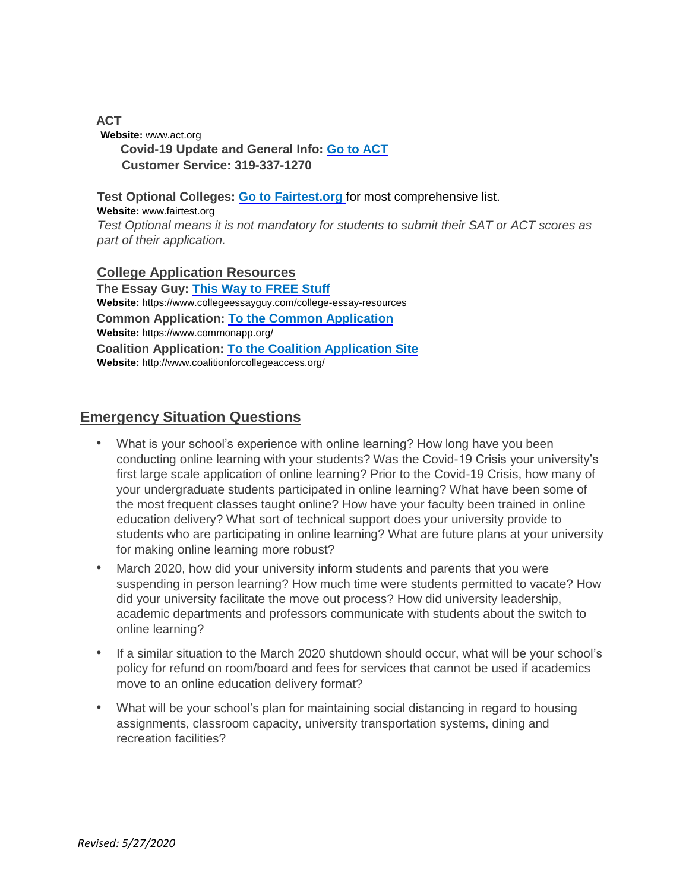**ACT**

**Website:** www.act.org

**Covid-19 Update and General Info: [Go to ACT]**

**Customer Service: 319-337-1270**

**Test Optional Colleges: [Go to Fairtest.org]** for most comprehensive list.

**Website:** www.fairtest.org

*Test Optional means it is not mandatory for students to submit their SAT or ACT scores as part of their application.*

**College Application Resources**

**The Essay Guy: [This Way to FREE Stuff]**

**Website:** https://www.collegeessayguy.com/college-essay-resources

**Common Application: [To the Common Application]**

**Website:** https://www.commonapp.org/

**Coalition Application: [To the Coalition Application Site]**

**Website:** http://www.coalitionforcollegeaccess.org/

## Emergency Situation Questions

- What is your school's experience with online learning? How long have you been conducting online learning with your students? Was the Covid-19 Crisis your university's first large scale application of online learning? Prior to the Covid-19 Crisis, how many of your undergraduate students participated in online learning? What have been some of the most frequent classes taught online? How have your faculty been trained in online education delivery? What sort of technical support does your university provide to students who are participating in online learning? What are future plans at your university for making online learning more robust?
- March 2020, how did your university inform students and parents that you were suspending in person learning? How much time were students permitted to vacate? How did your university facilitate the move out process? How did university leadership, academic departments and professors communicate with students about the switch to online learning?
- If a similar situation to the March 2020 shutdown should occur, what will be your school's policy for refund on room/board and fees for services that cannot be used if academics move to an online education delivery format?
- What will be your school's plan for maintaining social distancing in regard to housing assignments, classroom capacity, university transportation systems, dining and recreation facilities?

*Revised: 5/27/2020*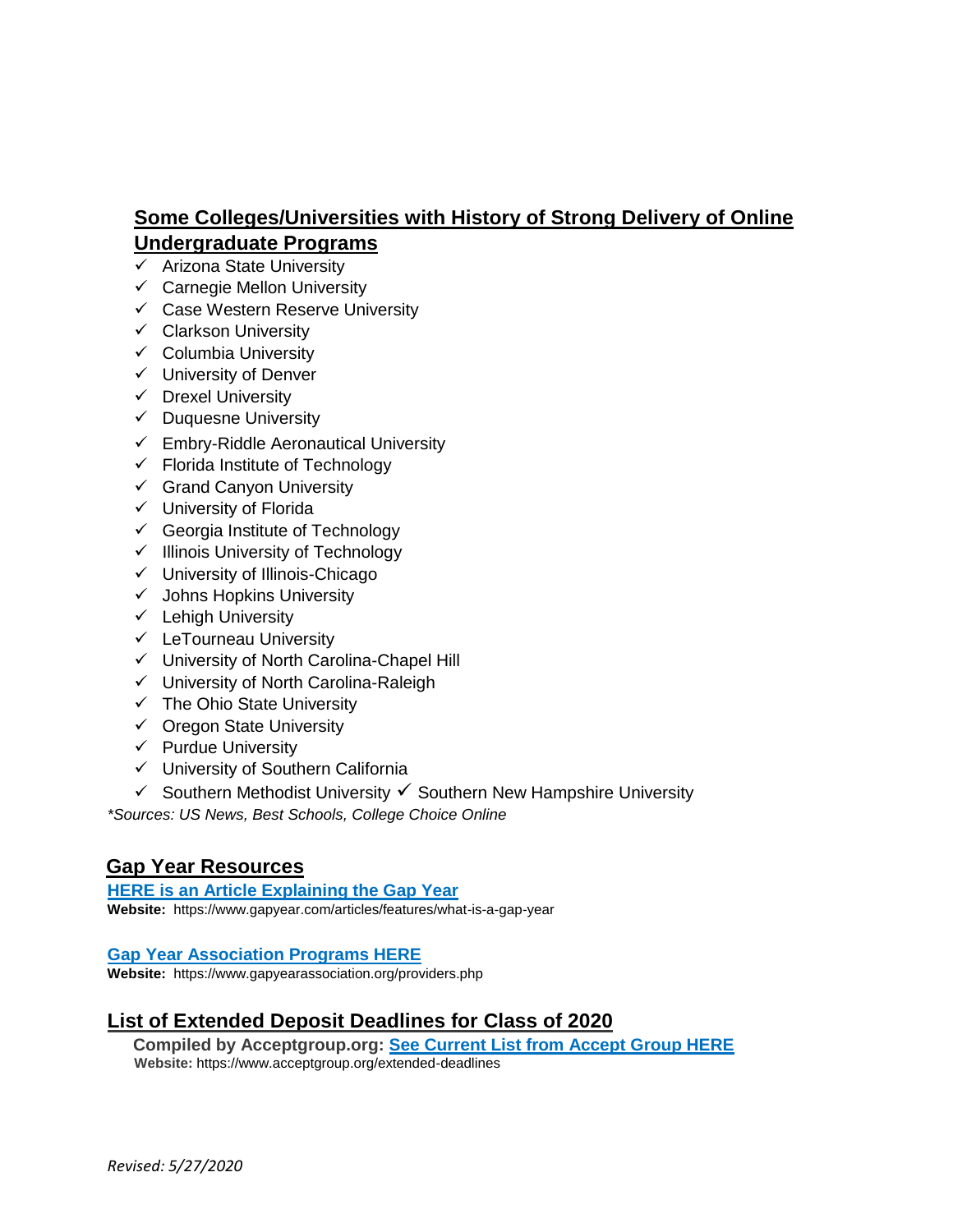## Some Colleges/Universities with History of Strong Delivery of Online Undergraduate Programs

- ✓ Arizona State University
- ✓ Carnegie Mellon University
- ✓ Case Western Reserve University
- ✓ Clarkson University
- ✓ Columbia University
- ✓ University of Denver
- ✓ Drexel University
- ✓ Duquesne University
- ✓ Embry-Riddle Aeronautical University
- ✓ Florida Institute of Technology
- ✓ Grand Canyon University
- ✓ University of Florida
- ✓ Georgia Institute of Technology
- ✓ Illinois University of Technology
- ✓ University of Illinois-Chicago
- ✓ Johns Hopkins University
- ✓ Lehigh University
- ✓ LeTourneau University
- ✓ University of North Carolina-Chapel Hill
- ✓ University of North Carolina-Raleigh
- ✓ The Ohio State University
- ✓ Oregon State University
- ✓ Purdue University
- ✓ University of Southern California
- ✓ Southern Methodist University ✓ Southern New Hampshire University

*\*Sources: US News, Best Schools, College Choice Online*

## Gap Year Resources

**HERE is an Article Explaining the Gap Year**
**Website:** https://www.gapyear.com/articles/features/what-is-a-gap-year

**Gap Year Association Programs HERE**
**Website:** https://www.gapyearassociation.org/providers.php

## List of Extended Deposit Deadlines for Class of 2020

**Compiled by Acceptgroup.org: See Current List from Accept Group HERE**
**Website:** https://www.acceptgroup.org/extended-deadlines

*Revised: 5/27/2020*